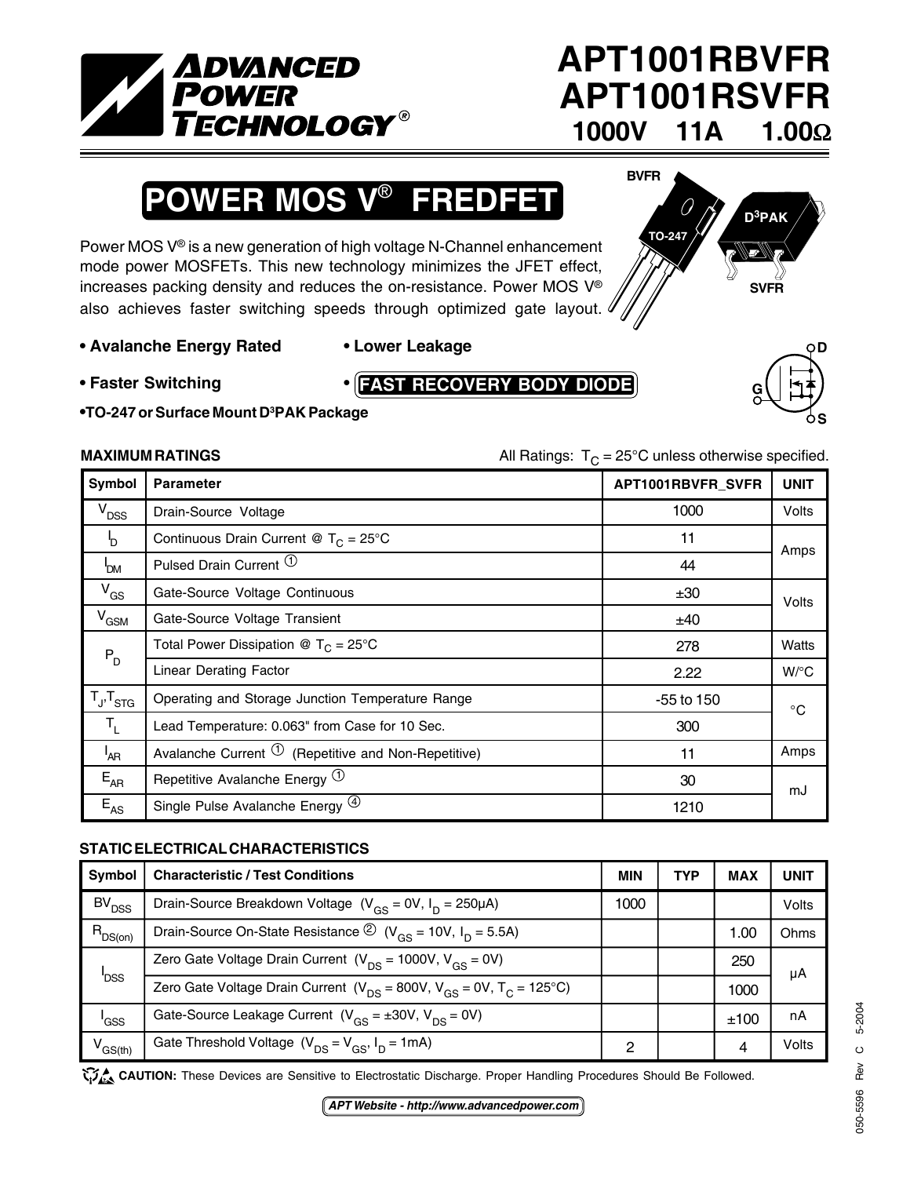# APT1001RBVFR
# APT1001RSVFR

**1000V 11A 1.00Ω**

## POWER MOS V® FREDFET

BVFR TO-247 D[3]PAK SVFR

Power MOS V® is a new generation of high voltage N-Channel enhancement mode power MOSFETs. This new technology minimizes the JFET effect, increases packing density and reduces the on-resistance. Power MOS V® also achieves faster switching speeds through optimized gate layout.

- **Avalanche Energy Rated**
- **Lower Leakage**
- **Faster Switching**
- **FAST RECOVERY BODY DIODE**
- **TO-247 or Surface Mount D³PAK Package**

### MAXIMUM RATINGS

All Ratings: $T_C = 25°C$ unless otherwise specified.

| Symbol | Parameter | APT1001RBVFR_SVFR | UNIT |
|---|---|---|---|
| $V_{DSS}$ | Drain-Source Voltage | 1000 | Volts |
| $I_D$ | Continuous Drain Current @ $T_C = 25°C$ | 11 | Amps |
| $I_{DM}$ | Pulsed Drain Current ① | 44 | |
| $V_{GS}$ | Gate-Source Voltage Continuous | ±30 | Volts |
| $V_{GSM}$ | Gate-Source Voltage Transient | ±40 | |
| $P_D$ | Total Power Dissipation @ $T_C = 25°C$ | 278 | Watts |
| | Linear Derating Factor | 2.22 | W/°C |
| $T_J$,$T_{STG}$ | Operating and Storage Junction Temperature Range | -55 to 150 | °C |
| $T_L$ | Lead Temperature: 0.063" from Case for 10 Sec. | 300 | |
| $I_{AR}$ | Avalanche Current ① (Repetitive and Non-Repetitive) | 11 | Amps |
| $E_{AR}$ | Repetitive Avalanche Energy ① | 30 | mJ |
| $E_{AS}$ | Single Pulse Avalanche Energy ④ | 1210 | |

### STATIC ELECTRICAL CHARACTERISTICS

| Symbol | Characteristic / Test Conditions | MIN | TYP | MAX | UNIT |
|---|---|---|---|---|---|
| $BV_{DSS}$ | Drain-Source Breakdown Voltage ($V_{GS} = 0V$, $I_D = 250\mu A$) | 1000 | | | Volts |
| $R_{DS(on)}$ | Drain-Source On-State Resistance ② ($V_{GS} = 10V$, $I_D = 5.5A$) | | | 1.00 | Ohms |
| $I_{DSS}$ | Zero Gate Voltage Drain Current ($V_{DS} = 1000V$, $V_{GS} = 0V$) | | | 250 | µA |
| | Zero Gate Voltage Drain Current ($V_{DS} = 800V$, $V_{GS} = 0V$, $T_C = 125°C$) | | | 1000 | |
| $I_{GSS}$ | Gate-Source Leakage Current ($V_{GS} = ±30V$, $V_{DS} = 0V$) | | | ±100 | nA |
| $V_{GS(th)}$ | Gate Threshold Voltage ($V_{DS} = V_{GS}$, $I_D = 1mA$) | 2 | | 4 | Volts |

**CAUTION:** These Devices are Sensitive to Electrostatic Discharge. Proper Handling Procedures Should Be Followed.

*APT Website - http://www.advancedpower.com*

050-5596 Rev C 5-2004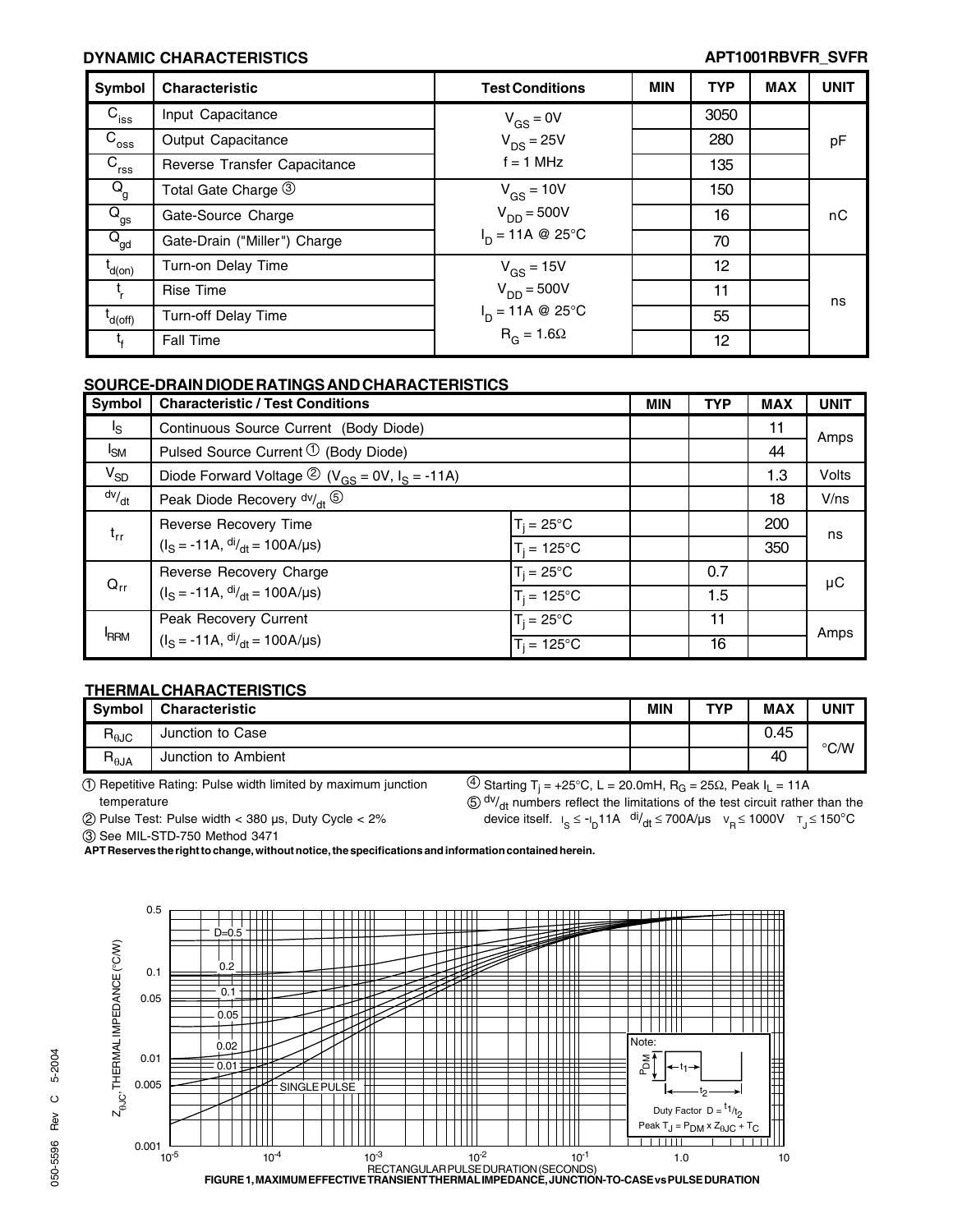## DYNAMIC CHARACTERISTICS

**APT1001RBVFR_SVFR**

| Symbol | Characteristic | Test Conditions | MIN | TYP | MAX | UNIT |
|---|---|---|---|---|---|---|
| $C_{iss}$ | Input Capacitance | $V_{GS} = 0V$ | | 3050 | | pF |
| $C_{oss}$ | Output Capacitance | $V_{DS} = 25V$ | | 280 | | |
| $C_{rss}$ | Reverse Transfer Capacitance | f = 1 MHz | | 135 | | |
| $Q_g$ | Total Gate Charge ③ | $V_{GS} = 10V$ | | 150 | | nC |
| $Q_{gs}$ | Gate-Source Charge | $V_{DD} = 500V$ | | 16 | | |
| $Q_{gd}$ | Gate-Drain ("Miller") Charge | $I_D = 11A$ @ 25°C | | 70 | | |
| $t_{d(on)}$ | Turn-on Delay Time | $V_{GS} = 15V$ | | 12 | | ns |
| $t_r$ | Rise Time | $V_{DD} = 500V$ | | 11 | | |
| $t_{d(off)}$ | Turn-off Delay Time | $I_D = 11A$ @ 25°C | | 55 | | |
| $t_f$ | Fall Time | $R_G = 1.6\Omega$ | | 12 | | |

## SOURCE-DRAIN DIODE RATINGS AND CHARACTERISTICS

| Symbol | Characteristic / Test Conditions | | MIN | TYP | MAX | UNIT |
|---|---|---|---|---|---|---|
| $I_S$ | Continuous Source Current (Body Diode) | | | | 11 | Amps |
| $I_{SM}$ | Pulsed Source Current ① (Body Diode) | | | | 44 | |
| $V_{SD}$ | Diode Forward Voltage ② ($V_{GS} = 0V$, $I_S = -11A$) | | | | 1.3 | Volts |
| $dv/_{dt}$ | Peak Diode Recovery $dv/_{dt}$ ⑤ | | | | 18 | V/ns |
| $t_{rr}$ | Reverse Recovery Time | $T_j = 25°C$ | | | 200 | ns |
| | ($I_S = -11A$, $di/_{dt} = 100A/\mu s$) | $T_j = 125°C$ | | | 350 | |
| $Q_{rr}$ | Reverse Recovery Charge | $T_j = 25°C$ | | 0.7 | | μC |
| | ($I_S = -11A$, $di/_{dt} = 100A/\mu s$) | $T_j = 125°C$ | | 1.5 | | |
| $I_{RRM}$ | Peak Recovery Current | $T_j = 25°C$ | | 11 | | Amps |
| | ($I_S = -11A$, $di/_{dt} = 100A/\mu s$) | $T_j = 125°C$ | | 16 | | |

## THERMAL CHARACTERISTICS

| Symbol | Characteristic | MIN | TYP | MAX | UNIT |
|---|---|---|---|---|---|
| $R_{\theta JC}$ | Junction to Case | | | 0.45 | °C/W |
| $R_{\theta JA}$ | Junction to Ambient | | | 40 | |

① Repetitive Rating: Pulse width limited by maximum junction temperature

② Pulse Test: Pulse width < 380 μs, Duty Cycle < 2%

③ See MIL-STD-750 Method 3471

④ Starting $T_j = +25°C$, L = 20.0mH, $R_G = 25\Omega$, Peak $I_L = 11A$

⑤ $dv/_{dt}$ numbers reflect the limitations of the test circuit rather than the device itself. $I_S \le -I_D 11A$  $di/_{dt} \le 700A/\mu s$  $V_R \le 1000V$  $T_J \le 150°C$

**APT Reserves the right to change, without notice, the specifications and information contained herein.**

FIGURE 1, MAXIMUM EFFECTIVE TRANSIENT THERMAL IMPEDANCE, JUNCTION-TO-CASE vs PULSE DURATION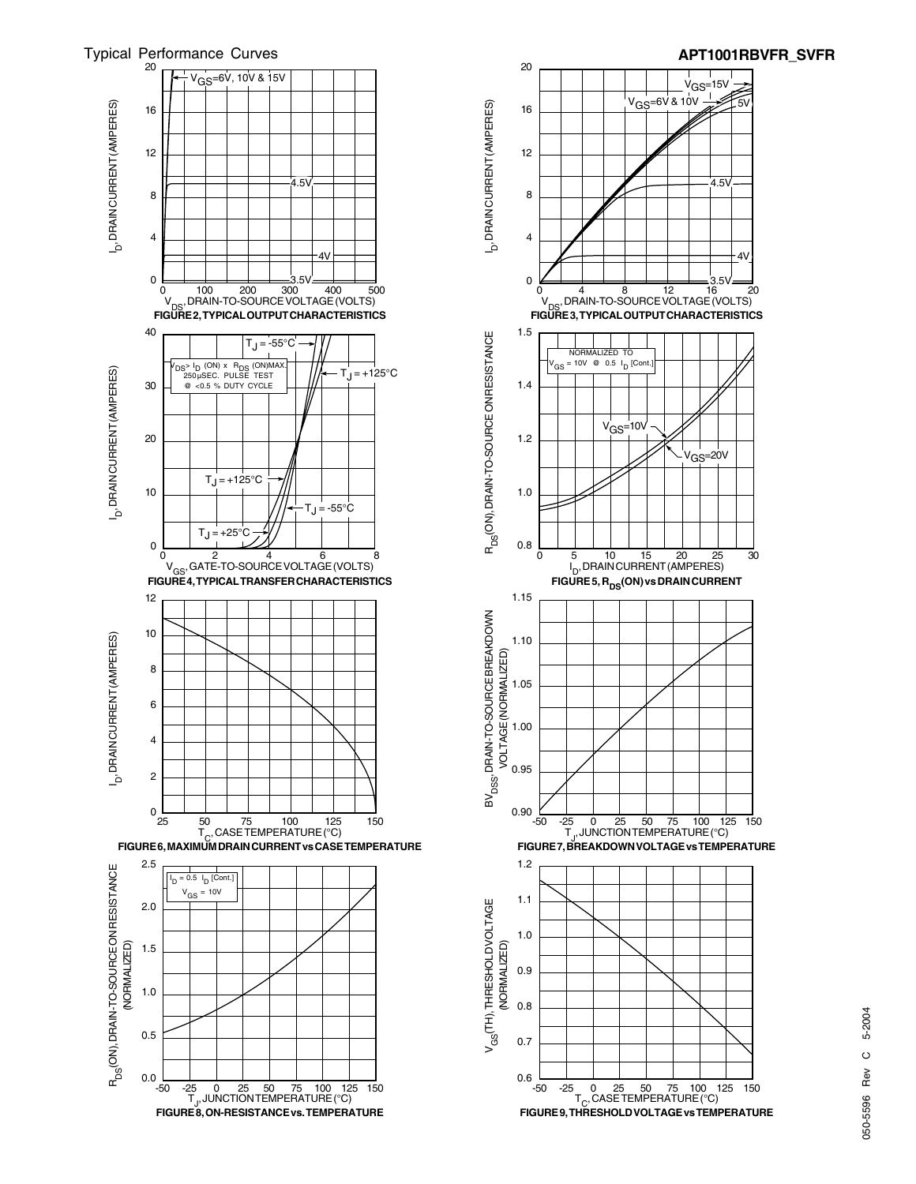Typical Performance Curves

APT1001RBVFR_SVFR

$V_{GS}$=6V, 10V & 15V

4.5V

4V

3.5V

$V_{DS}$, DRAIN-TO-SOURCE VOLTAGE (VOLTS)

$I_D$, DRAIN CURRENT (AMPERES)

**FIGURE 2, TYPICAL OUTPUT CHARACTERISTICS**

$V_{GS}$=15V

$V_{GS}$=6V & 10V

5V

4.5V

4V

3.5V

$V_{DS}$, DRAIN-TO-SOURCE VOLTAGE (VOLTS)

$I_D$, DRAIN CURRENT (AMPERES)

**FIGURE 3, TYPICAL OUTPUT CHARACTERISTICS**

$V_{DS}$> $I_D$ (ON) x $R_{DS}$ (ON)MAX.
250μSEC. PULSE TEST
@ <0.5 % DUTY CYCLE

$T_J$ = -55°C

$T_J$ = +125°C

$T_J$ = +25°C

$V_{GS}$, GATE-TO-SOURCE VOLTAGE (VOLTS)

$I_D$, DRAIN CURRENT (AMPERES)

**FIGURE 4, TYPICAL TRANSFER CHARACTERISTICS**

NORMALIZED TO
$V_{GS}$ = 10V @ 0.5 $I_D$ [Cont.]

$V_{GS}$=10V

$V_{GS}$=20V

$I_D$, DRAIN CURRENT (AMPERES)

$R_{DS}$(ON), DRAIN-TO-SOURCE ON RESISTANCE

**FIGURE 5, $R_{DS}$(ON) vs DRAIN CURRENT**

$T_C$, CASE TEMPERATURE (°C)

$I_D$, DRAIN CURRENT (AMPERES)

**FIGURE 6, MAXIMUM DRAIN CURRENT vs CASE TEMPERATURE**

$T_J$, JUNCTION TEMPERATURE (°C)

$BV_{DSS}$, DRAIN-TO-SOURCE BREAKDOWN VOLTAGE (NORMALIZED)

**FIGURE 7, BREAKDOWN VOLTAGE vs TEMPERATURE**

$I_D$ = 0.5 $I_D$ [Cont.]
$V_{GS}$ = 10V

$T_J$, JUNCTION TEMPERATURE (°C)

$R_{DS}$(ON), DRAIN-TO-SOURCE ON RESISTANCE (NORMALIZED)

**FIGURE 8, ON-RESISTANCE vs. TEMPERATURE**

$T_C$, CASE TEMPERATURE (°C)

$V_{GS}$(TH), THRESHOLD VOLTAGE (NORMALIZED)

**FIGURE 9, THRESHOLD VOLTAGE vs TEMPERATURE**

050-5596 Rev C 5-2004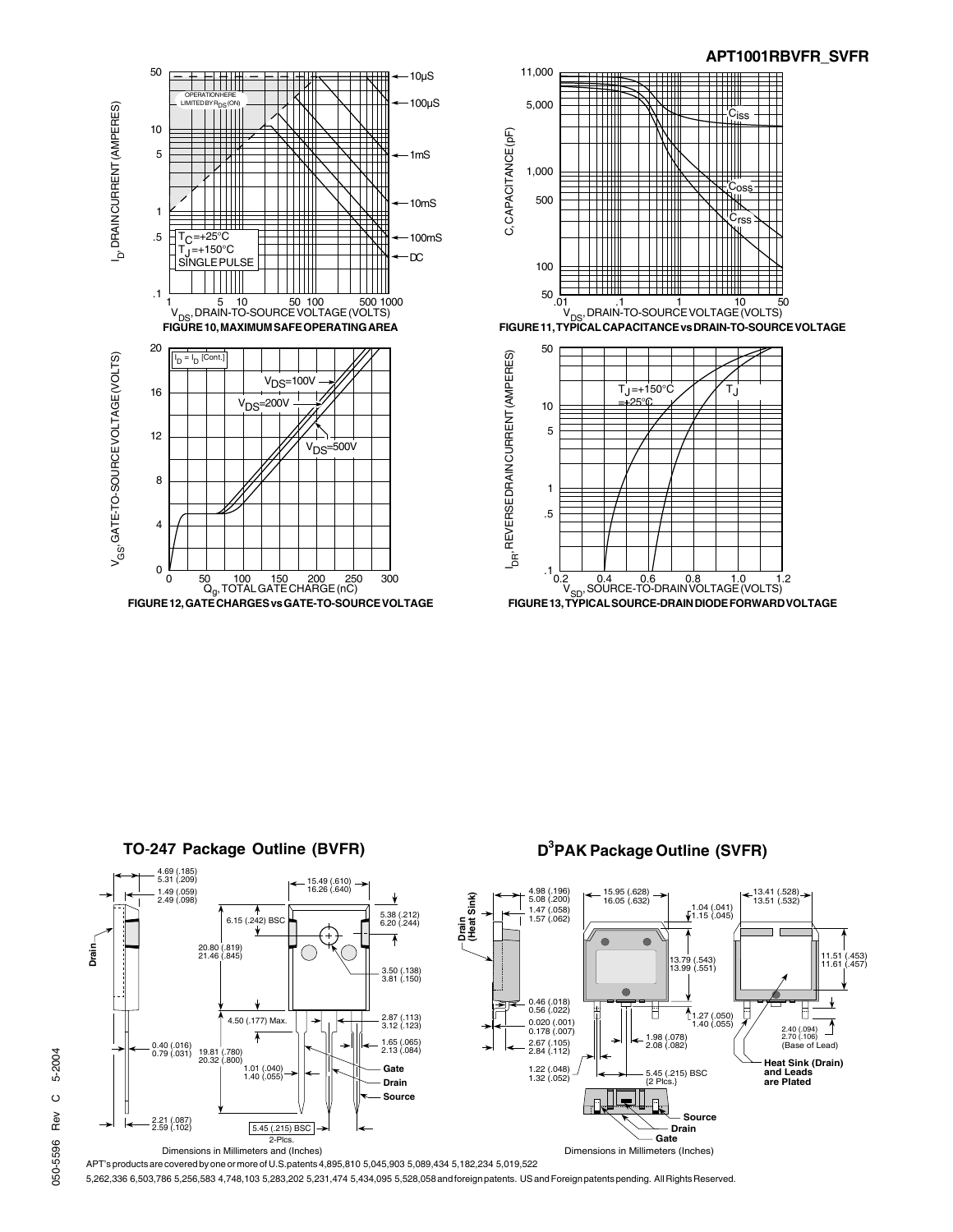OPERATION HERE LIMITED BY $R_{DS}$(ON)

10µS

100µS

1mS

10mS

100mS

DC

$T_C$=+25°C
$T_J$=+150°C
SINGLE PULSE

$I_D$, DRAIN CURRENT (AMPERES)

50
10
5
1
.5
.1

1 5 10 50 100 500 1000

$V_{DS}$, DRAIN-TO-SOURCE VOLTAGE (VOLTS)

**FIGURE 10, MAXIMUM SAFE OPERATING AREA**

C, CAPACITANCE (pF)

11,000
5,000
1,000
500
100
50

.01 .1 1 10 50

$C_{iss}$

$C_{oss}$

$C_{rss}$

$V_{DS}$, DRAIN-TO-SOURCE VOLTAGE (VOLTS)

**FIGURE 11, TYPICAL CAPACITANCE vs DRAIN-TO-SOURCE VOLTAGE**

$I_D$ = $I_D$ [Cont.]

$V_{DS}$=100V

$V_{DS}$=200V

$V_{DS}$=500V

$V_{GS}$, GATE-TO-SOURCE VOLTAGE (VOLTS)

20
16
12
8
4
0

0 50 100 150 200 250 300

$Q_g$, TOTAL GATE CHARGE (nC)

**FIGURE 12, GATE CHARGES vs GATE-TO-SOURCE VOLTAGE**

$T_J$=+150°C

$T_J$ =+25°C

$I_{DR}$, REVERSE DRAIN CURRENT (AMPERES)

50
10
5
1
.5
.1

0.2 0.4 0.6 0.8 1.0 1.2

$V_{SD}$, SOURCE-TO-DRAIN VOLTAGE (VOLTS)

**FIGURE 13, TYPICAL SOURCE-DRAIN DIODE FORWARD VOLTAGE**

## TO-247 Package Outline (BVFR)

4.69 (.185)
5.31 (.209)
1.49 (.059)
2.49 (.098)
15.49 (.610)
16.26 (.640)
6.15 (.242) BSC
5.38 (.212)
6.20 (.244)
Drain
20.80 (.819)
21.46 (.845)
3.50 (.138)
3.81 (.150)
4.50 (.177) Max.
2.87 (.113)
3.12 (.123)
1.65 (.065)
2.13 (.084)
0.40 (.016)
0.79 (.031)
19.81 (.780)
20.32 (.800)
1.01 (.040)
1.40 (.055)
Gate
Drain
Source
2.21 (.087)
2.59 (.102)
5.45 (.215) BSC
2-Plcs.

Dimensions in Millimeters and (Inches)

## $D^3$PAK Package Outline (SVFR)

Drain (Heat Sink)
4.98 (.196)
5.08 (.200)
1.47 (.058)
1.57 (.062)
15.95 (.628)
16.05 (.632)
1.04 (.041)
1.15 (.045)
13.41 (.528)
13.51 (.532)
13.79 (.543)
13.99 (.551)
11.51 (.453)
11.61 (.457)
0.46 (.018)
0.56 (.022)
0.020 (.001)
0.178 (.007)
2.67 (.105)
2.84 (.112)
1.27 (.050)
1.40 (.055)
1.98 (.078)
2.08 (.082)
2.40 (.094)
2.70 (.106)
(Base of Lead)
1.22 (.048)
1.32 (.052)
5.45 (.215) BSC
{2 Plcs.}
Heat Sink (Drain) and Leads are Plated
Source
Drain
Gate

Dimensions in Millimeters (Inches)

APT's products are covered by one or more of U.S.patents 4,895,810 5,045,903 5,089,434 5,182,234 5,019,522
5,262,336 6,503,786 5,256,583 4,748,103 5,283,202 5,231,474 5,434,095 5,528,058 and foreign patents. US and Foreign patents pending. All Rights Reserved.

050-5596 Rev C 5-2004